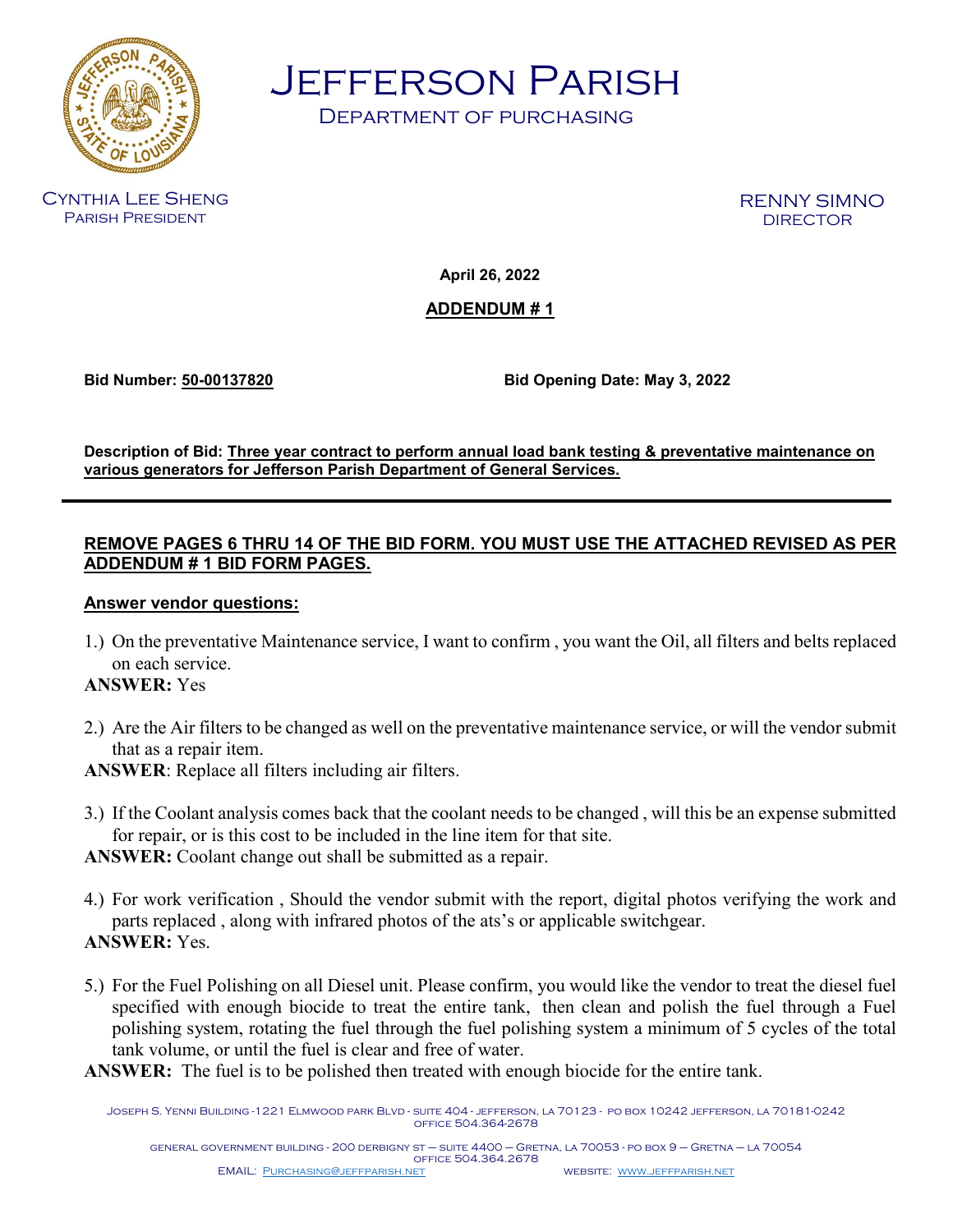# Jefferson Parish

## Department of purchasing

Cynthia Lee Sheng
Parish President

RENNY SIMNO
DIRECTOR

**April 26, 2022**

**ADDENDUM # 1**

**Bid Number: 50-00137820** **Bid Opening Date: May 3, 2022**

**Description of Bid: Three year contract to perform annual load bank testing & preventative maintenance on various generators for Jefferson Parish Department of General Services.**

---

**REMOVE PAGES 6 THRU 14 OF THE BID FORM. YOU MUST USE THE ATTACHED REVISED AS PER ADDENDUM # 1 BID FORM PAGES.**

**Answer vendor questions:**

1.) On the preventative Maintenance service, I want to confirm , you want the Oil, all filters and belts replaced on each service.

**ANSWER:** Yes

2.) Are the Air filters to be changed as well on the preventative maintenance service, or will the vendor submit that as a repair item.

**ANSWER**: Replace all filters including air filters.

3.) If the Coolant analysis comes back that the coolant needs to be changed , will this be an expense submitted for repair, or is this cost to be included in the line item for that site.

**ANSWER:** Coolant change out shall be submitted as a repair.

4.) For work verification , Should the vendor submit with the report, digital photos verifying the work and parts replaced , along with infrared photos of the ats's or applicable switchgear.

**ANSWER:** Yes.

5.) For the Fuel Polishing on all Diesel unit. Please confirm, you would like the vendor to treat the diesel fuel specified with enough biocide to treat the entire tank, then clean and polish the fuel through a Fuel polishing system, rotating the fuel through the fuel polishing system a minimum of 5 cycles of the total tank volume, or until the fuel is clear and free of water.

**ANSWER:** The fuel is to be polished then treated with enough biocide for the entire tank.

Joseph S. Yenni Building - 1221 Elmwood park Blvd - suite 404 - jefferson, la 70123 - po box 10242 jefferson, la 70181-0242
office 504.364.2678

general government building - 200 derbigny st – suite 4400 – Gretna, la 70053 - po box 9 – Gretna – la 70054
office 504.364.2678

EMAIL: Purchasing@jeffparish.net website: www.jeffparish.net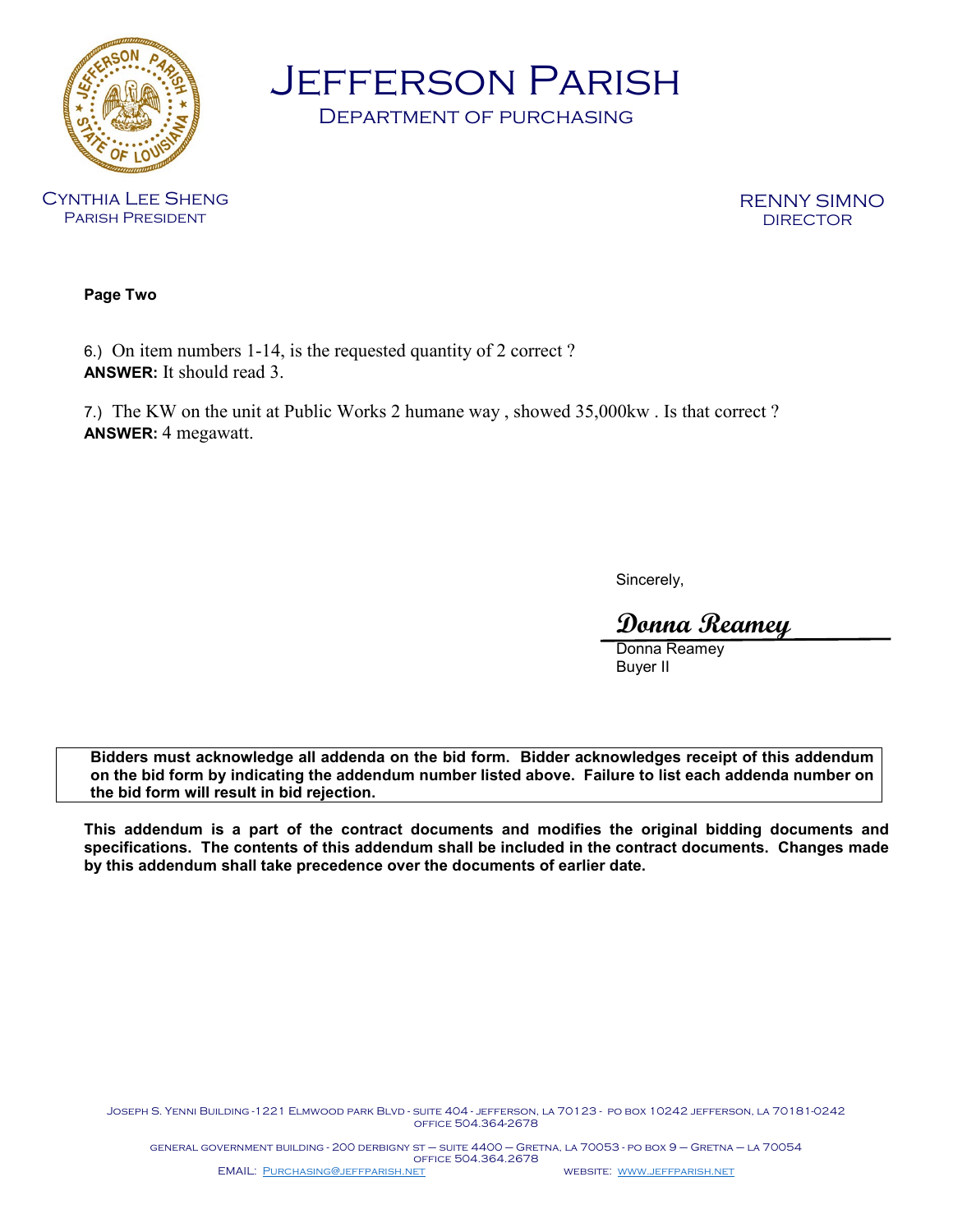# Jefferson Parish

Department of purchasing

Cynthia Lee Sheng
Parish President

RENNY SIMNO
DIRECTOR

**Page Two**

6.) On item numbers 1-14, is the requested quantity of 2 correct ?
**ANSWER:** It should read 3.

7.) The KW on the unit at Public Works 2 humane way , showed 35,000kw . Is that correct ?
**ANSWER:** 4 megawatt.

Sincerely,

*Donna Reamey*
Donna Reamey
Buyer II

**Bidders must acknowledge all addenda on the bid form. Bidder acknowledges receipt of this addendum on the bid form by indicating the addendum number listed above. Failure to list each addenda number on the bid form will result in bid rejection.**

**This addendum is a part of the contract documents and modifies the original bidding documents and specifications. The contents of this addendum shall be included in the contract documents. Changes made by this addendum shall take precedence over the documents of earlier date.**

Joseph S. Yenni Building -1221 Elmwood park Blvd - suite 404 - jefferson, la 70123 - po box 10242 jefferson, la 70181-0242
office 504.364-2678

general government building - 200 derbigny st – suite 4400 – Gretna, la 70053 - po box 9 – Gretna – la 70054
office 504.364.2678

EMAIL: Purchasing@jeffparish.net website: www.jeffparish.net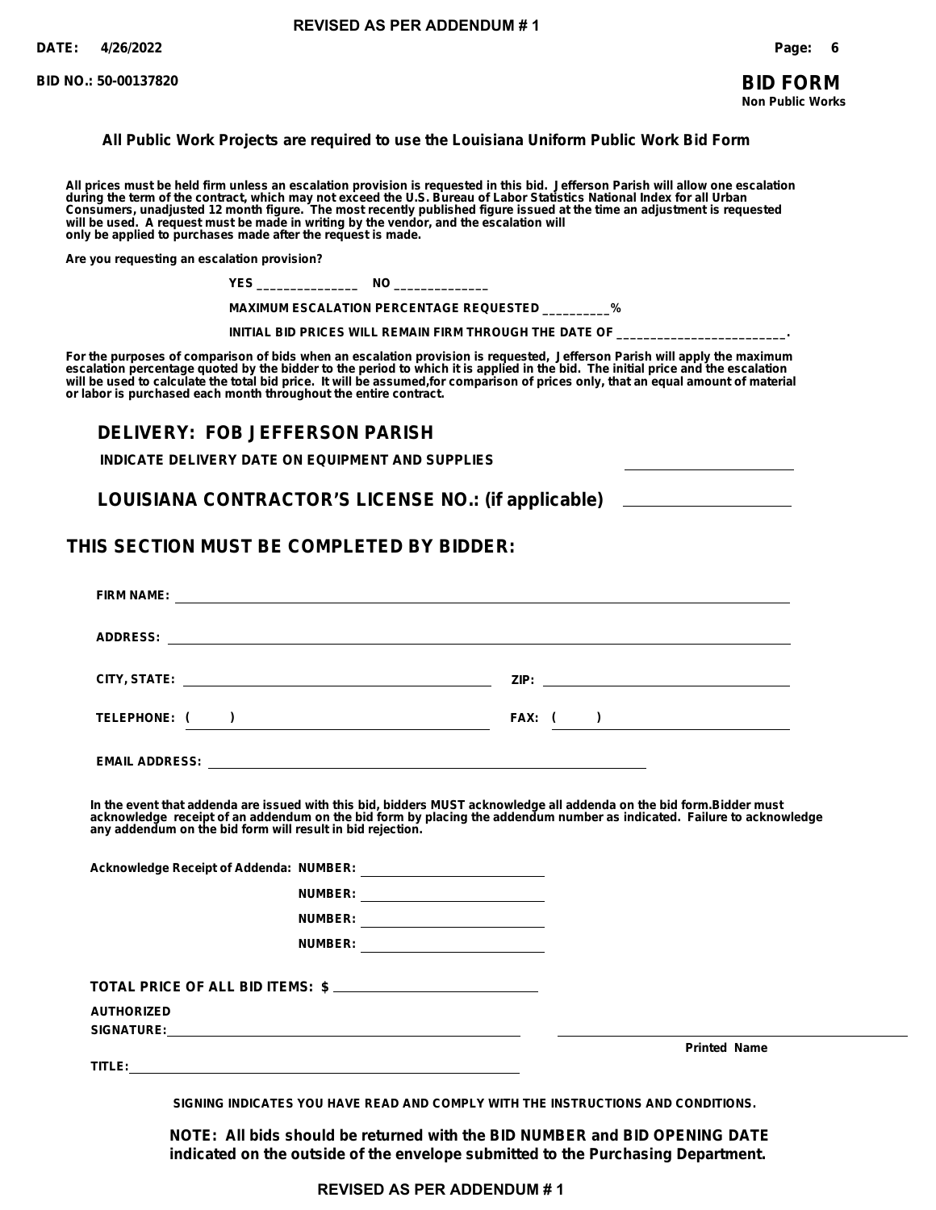REVISED AS PER ADDENDUM # 1

**DATE:** 4/26/2022

**BID NO.:** 50-00137820

## BID FORM
**Non Public Works**

**All Public Work Projects are required to use the Louisiana Uniform Public Work Bid Form**

**All prices must be held firm unless an escalation provision is requested in this bid. Jefferson Parish will allow one escalation during the term of the contract, which may not exceed the U.S. Bureau of Labor Statistics National Index for all Urban Consumers, unadjusted 12 month figure. The most recently published figure issued at the time an adjustment is requested will be used. A request must be made in writing by the vendor, and the escalation will only be applied to purchases made after the request is made.**

**Are you requesting an escalation provision?**

**YES** _______________ **NO** ______________

**MAXIMUM ESCALATION PERCENTAGE REQUESTED** __________%

**INITIAL BID PRICES WILL REMAIN FIRM THROUGH THE DATE OF** _________________________.

**For the purposes of comparison of bids when an escalation provision is requested, Jefferson Parish will apply the maximum escalation percentage quoted by the bidder to the period to which it is applied in the bid. The initial price and the escalation will be used to calculate the total bid price. It will be assumed,for comparison of prices only, that an equal amount of material or labor is purchased each month throughout the entire contract.**

### DELIVERY: FOB JEFFERSON PARISH

**INDICATE DELIVERY DATE ON EQUIPMENT AND SUPPLIES** ____________________

### LOUISIANA CONTRACTOR'S LICENSE NO.: (if applicable) ____________________

### THIS SECTION MUST BE COMPLETED BY BIDDER:

**FIRM NAME:** ____________________________________________

**ADDRESS:** ____________________________________________

**CITY, STATE:** ______________________ **ZIP:** ______________________

**TELEPHONE:** ( ) ______________________ **FAX:** ( ) ______________________

**EMAIL ADDRESS:** ____________________________________________

**In the event that addenda are issued with this bid, bidders MUST acknowledge all addenda on the bid form.Bidder must acknowledge receipt of an addendum on the bid form by placing the addendum number as indicated. Failure to acknowledge any addendum on the bid form will result in bid rejection.**

**Acknowledge Receipt of Addenda: NUMBER:** ____________________

**NUMBER:** ____________________

**NUMBER:** ____________________

**NUMBER:** ____________________

**TOTAL PRICE OF ALL BID ITEMS: $** ____________________

**AUTHORIZED SIGNATURE:** ______________________________ ______________________________
**Printed Name**

**TITLE:** ______________________________

**SIGNING INDICATES YOU HAVE READ AND COMPLY WITH THE INSTRUCTIONS AND CONDITIONS.**

**NOTE: All bids should be returned with the BID NUMBER and BID OPENING DATE indicated on the outside of the envelope submitted to the Purchasing Department.**

REVISED AS PER ADDENDUM # 1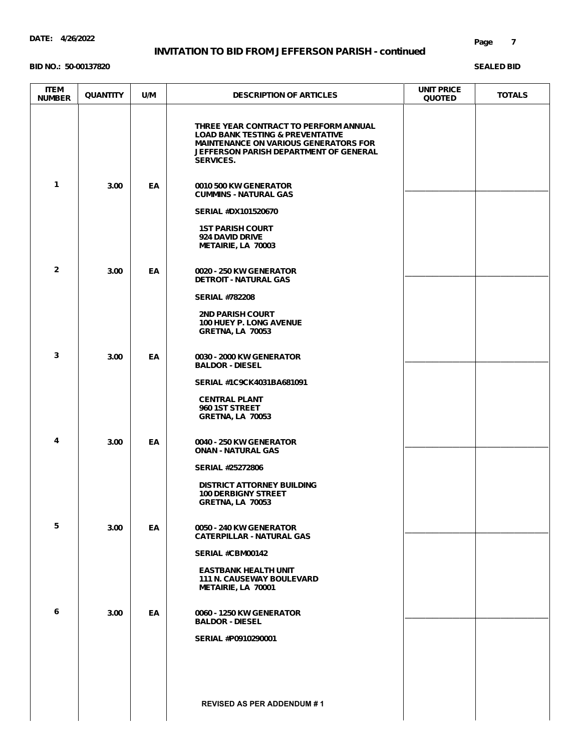**DATE: 4/26/2022**

## INVITATION TO BID FROM JEFFERSON PARISH - continued

**BID NO.: 50-00137820**

**SEALED BID**

| ITEM NUMBER | QUANTITY | U/M | DESCRIPTION OF ARTICLES | UNIT PRICE QUOTED | TOTALS |
|---|---|---|---|---|---|
| | | | THREE YEAR CONTRACT TO PERFORM ANNUAL LOAD BANK TESTING & PREVENTATIVE MAINTENANCE ON VARIOUS GENERATORS FOR JEFFERSON PARISH DEPARTMENT OF GENERAL SERVICES. | | |
| 1 | 3.00 | EA | 0010 500 KW GENERATOR<br>CUMMINS - NATURAL GAS<br><br>SERIAL #DX101520670<br><br>1ST PARISH COURT<br>924 DAVID DRIVE<br>METAIRIE, LA 70003 | ______________ | ______________ |
| 2 | 3.00 | EA | 0020 - 250 KW GENERATOR<br>DETROIT - NATURAL GAS<br><br>SERIAL #782208<br><br>2ND PARISH COURT<br>100 HUEY P. LONG AVENUE<br>GRETNA, LA 70053 | ______________ | ______________ |
| 3 | 3.00 | EA | 0030 - 2000 KW GENERATOR<br>BALDOR - DIESEL<br><br>SERIAL #1C9CK4031BA681091<br><br>CENTRAL PLANT<br>960 1ST STREET<br>GRETNA, LA 70053 | ______________ | ______________ |
| 4 | 3.00 | EA | 0040 - 250 KW GENERATOR<br>ONAN - NATURAL GAS<br><br>SERIAL #25272806<br><br>DISTRICT ATTORNEY BUILDING<br>100 DERBIGNY STREET<br>GRETNA, LA 70053 | ______________ | ______________ |
| 5 | 3.00 | EA | 0050 - 240 KW GENERATOR<br>CATERPILLAR - NATURAL GAS<br><br>SERIAL #CBM00142<br><br>EASTBANK HEALTH UNIT<br>111 N. CAUSEWAY BOULEVARD<br>METAIRIE, LA 70001 | ______________ | ______________ |
| 6 | 3.00 | EA | 0060 - 1250 KW GENERATOR<br>BALDOR - DIESEL<br><br>SERIAL #P0910290001 | ______________ | ______________ |

REVISED AS PER ADDENDUM # 1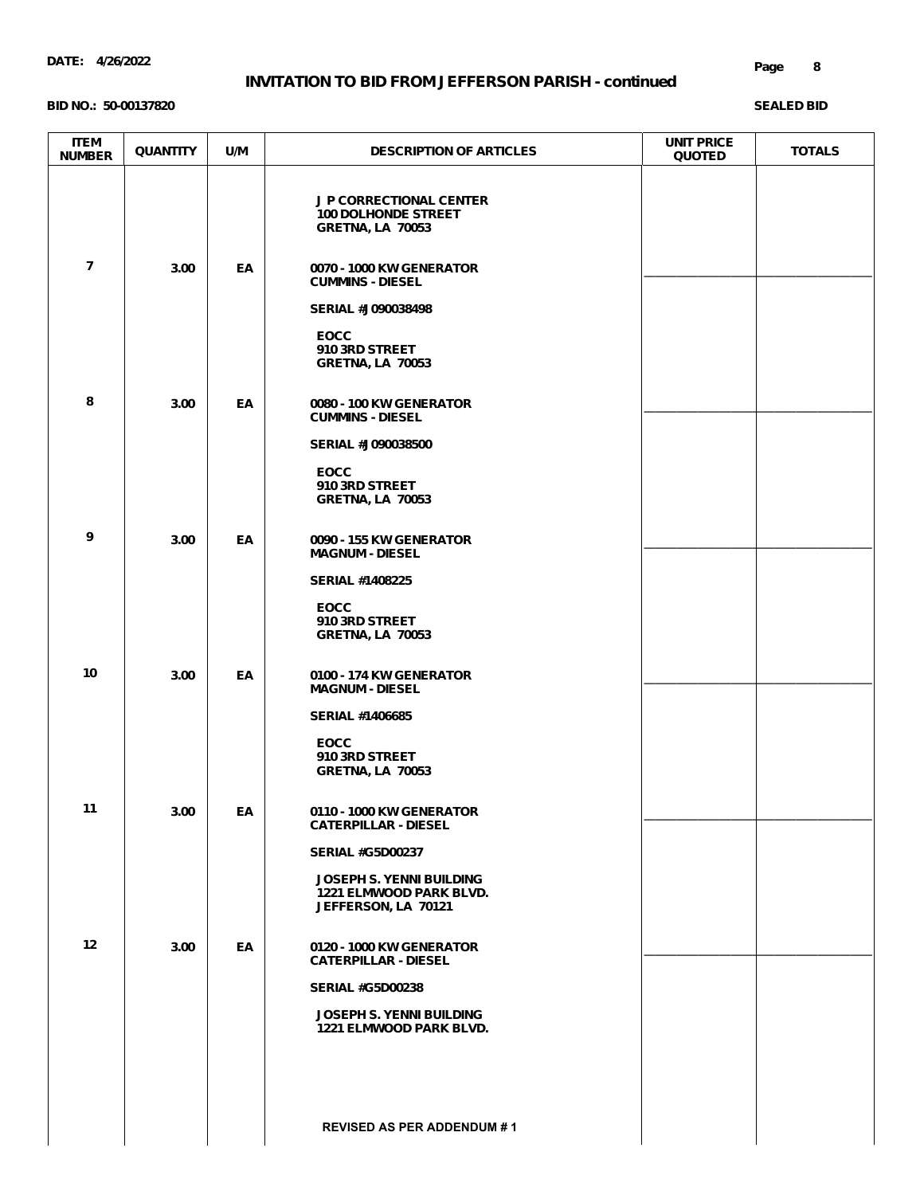**INVITATION TO BID FROM JEFFERSON PARISH - continued**

**BID NO.: 50-00137820**

**SEALED BID**

| ITEM NUMBER | QUANTITY | U/M | DESCRIPTION OF ARTICLES | UNIT PRICE QUOTED | TOTALS |
|---|---|---|---|---|---|
| | | | J P CORRECTIONAL CENTER<br>100 DOLHONDE STREET<br>GRETNA, LA 70053 | | |
| 7 | 3.00 | EA | 0070 - 1000 KW GENERATOR<br>CUMMINS - DIESEL<br><br>SERIAL #J090038498<br><br>EOCC<br>910 3RD STREET<br>GRETNA, LA 70053 | ____________ | ____________ |
| 8 | 3.00 | EA | 0080 - 100 KW GENERATOR<br>CUMMINS - DIESEL<br><br>SERIAL #J090038500<br><br>EOCC<br>910 3RD STREET<br>GRETNA, LA 70053 | ____________ | ____________ |
| 9 | 3.00 | EA | 0090 - 155 KW GENERATOR<br>MAGNUM - DIESEL<br><br>SERIAL #1408225<br><br>EOCC<br>910 3RD STREET<br>GRETNA, LA 70053 | ____________ | ____________ |
| 10 | 3.00 | EA | 0100 - 174 KW GENERATOR<br>MAGNUM - DIESEL<br><br>SERIAL #1406685<br><br>EOCC<br>910 3RD STREET<br>GRETNA, LA 70053 | ____________ | ____________ |
| 11 | 3.00 | EA | 0110 - 1000 KW GENERATOR<br>CATERPILLAR - DIESEL<br><br>SERIAL #G5D00237<br><br>JOSEPH S. YENNI BUILDING<br>1221 ELMWOOD PARK BLVD.<br>JEFFERSON, LA 70121 | ____________ | ____________ |
| 12 | 3.00 | EA | 0120 - 1000 KW GENERATOR<br>CATERPILLAR - DIESEL<br><br>SERIAL #G5D00238<br><br>JOSEPH S. YENNI BUILDING<br>1221 ELMWOOD PARK BLVD. | ____________ | ____________ |

REVISED AS PER ADDENDUM # 1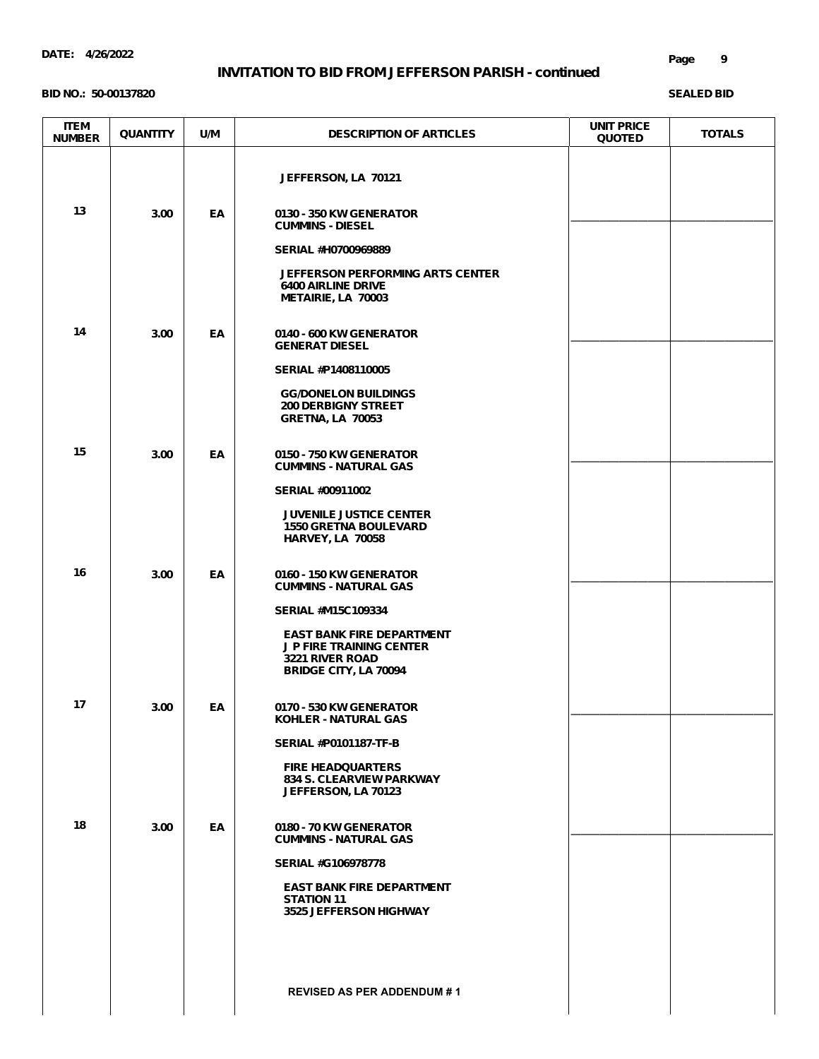**DATE: 4/26/2022**

## INVITATION TO BID FROM JEFFERSON PARISH - continued

**BID NO.: 50-00137820**

**SEALED BID**

| ITEM NUMBER | QUANTITY | U/M | DESCRIPTION OF ARTICLES | UNIT PRICE QUOTED | TOTALS |
|---|---|---|---|---|---|
| | | | JEFFERSON, LA 70121 | | |
| 13 | 3.00 | EA | 0130 - 350 KW GENERATOR<br>CUMMINS - DIESEL<br><br>SERIAL #H0700969889<br><br>JEFFERSON PERFORMING ARTS CENTER<br>6400 AIRLINE DRIVE<br>METAIRIE, LA 70003 | ________ | ________ |
| 14 | 3.00 | EA | 0140 - 600 KW GENERATOR<br>GENERAT DIESEL<br><br>SERIAL #P1408110005<br><br>GG/DONELON BUILDINGS<br>200 DERBIGNY STREET<br>GRETNA, LA 70053 | ________ | ________ |
| 15 | 3.00 | EA | 0150 - 750 KW GENERATOR<br>CUMMINS - NATURAL GAS<br><br>SERIAL #00911002<br><br>JUVENILE JUSTICE CENTER<br>1550 GRETNA BOULEVARD<br>HARVEY, LA 70058 | ________ | ________ |
| 16 | 3.00 | EA | 0160 - 150 KW GENERATOR<br>CUMMINS - NATURAL GAS<br><br>SERIAL #M15C109334<br><br>EAST BANK FIRE DEPARTMENT<br>J P FIRE TRAINING CENTER<br>3221 RIVER ROAD<br>BRIDGE CITY, LA 70094 | ________ | ________ |
| 17 | 3.00 | EA | 0170 - 530 KW GENERATOR<br>KOHLER - NATURAL GAS<br><br>SERIAL #P0101187-TF-B<br><br>FIRE HEADQUARTERS<br>834 S. CLEARVIEW PARKWAY<br>JEFFERSON, LA 70123 | ________ | ________ |
| 18 | 3.00 | EA | 0180 - 70 KW GENERATOR<br>CUMMINS - NATURAL GAS<br><br>SERIAL #G106978778<br><br>EAST BANK FIRE DEPARTMENT<br>STATION 11<br>3525 JEFFERSON HIGHWAY | ________ | ________ |
| | | | REVISED AS PER ADDENDUM # 1 | | |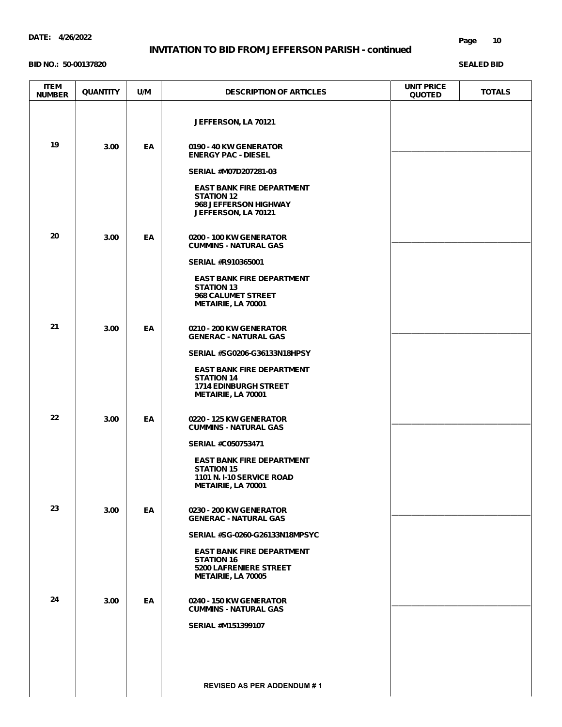# INVITATION TO BID FROM JEFFERSON PARISH - continued

**BID NO.: 50-00137820**

**SEALED BID**

| ITEM NUMBER | QUANTITY | U/M | DESCRIPTION OF ARTICLES | UNIT PRICE QUOTED | TOTALS |
|---|---|---|---|---|---|
| | | | JEFFERSON, LA 70121 | | |
| 19 | 3.00 | EA | 0190 - 40 KW GENERATOR<br>ENERGY PAC - DIESEL<br><br>SERIAL #M07D207281-03<br><br>EAST BANK FIRE DEPARTMENT<br>STATION 12<br>968 JEFFERSON HIGHWAY<br>JEFFERSON, LA 70121 | ____________ | ____________ |
| 20 | 3.00 | EA | 0200 - 100 KW GENERATOR<br>CUMMINS - NATURAL GAS<br><br>SERIAL #R910365001<br><br>EAST BANK FIRE DEPARTMENT<br>STATION 13<br>968 CALUMET STREET<br>METAIRIE, LA 70001 | ____________ | ____________ |
| 21 | 3.00 | EA | 0210 - 200 KW GENERATOR<br>GENERAC - NATURAL GAS<br><br>SERIAL #SG0206-G36133N18HPSY<br><br>EAST BANK FIRE DEPARTMENT<br>STATION 14<br>1714 EDINBURGH STREET<br>METAIRIE, LA 70001 | ____________ | ____________ |
| 22 | 3.00 | EA | 0220 - 125 KW GENERATOR<br>CUMMINS - NATURAL GAS<br><br>SERIAL #C050753471<br><br>EAST BANK FIRE DEPARTMENT<br>STATION 15<br>1101 N. I-10 SERVICE ROAD<br>METAIRIE, LA 70001 | ____________ | ____________ |
| 23 | 3.00 | EA | 0230 - 200 KW GENERATOR<br>GENERAC - NATURAL GAS<br><br>SERIAL #SG-0260-G26133N18MPSYC<br><br>EAST BANK FIRE DEPARTMENT<br>STATION 16<br>5200 LAFRENIERE STREET<br>METAIRIE, LA 70005 | ____________ | ____________ |
| 24 | 3.00 | EA | 0240 - 150 KW GENERATOR<br>CUMMINS - NATURAL GAS<br><br>SERIAL #M151399107 | ____________ | ____________ |

REVISED AS PER ADDENDUM # 1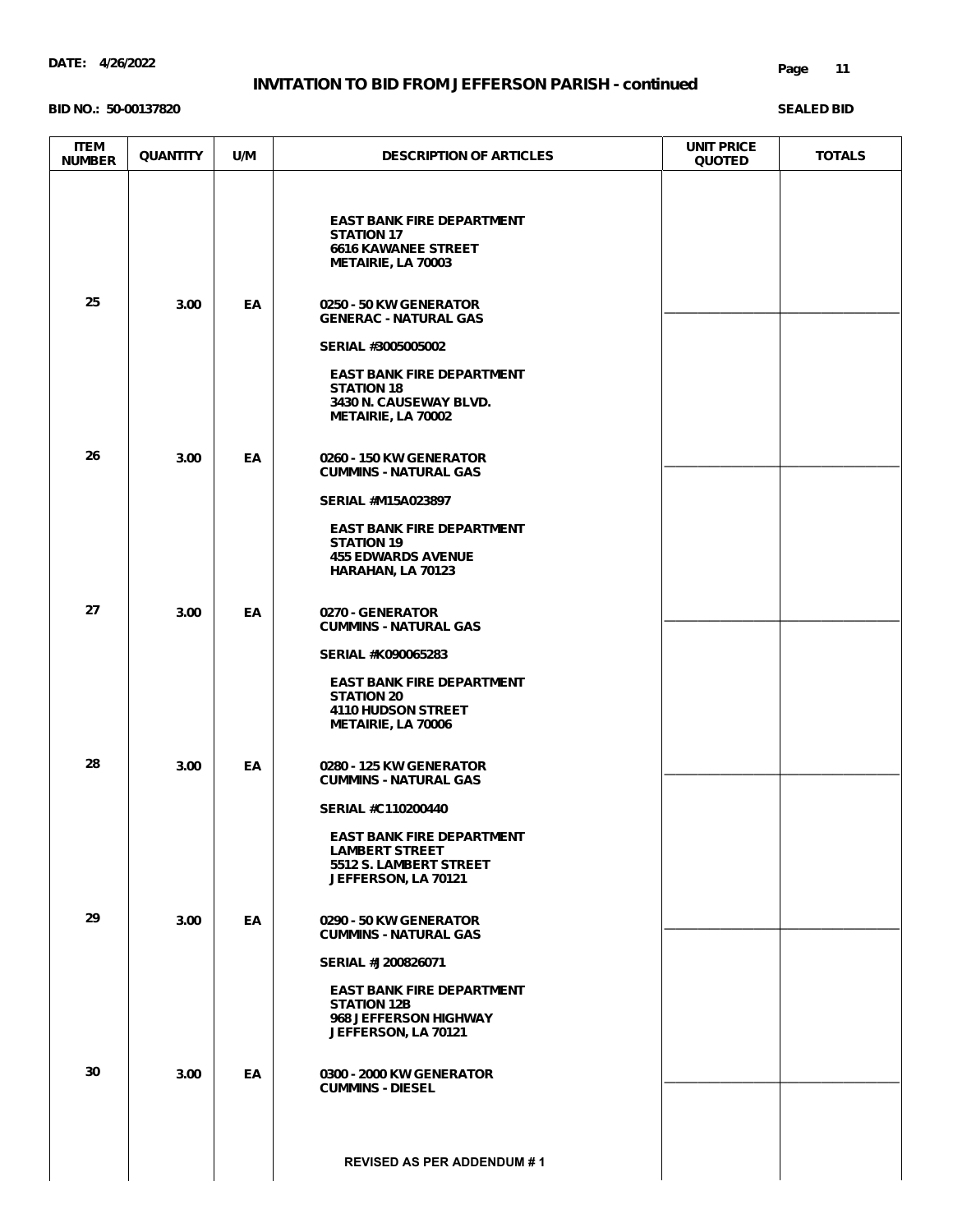**DATE: 4/26/2022**

# INVITATION TO BID FROM JEFFERSON PARISH - continued

**BID NO.: 50-00137820**

**SEALED BID**

| ITEM NUMBER | QUANTITY | U/M | DESCRIPTION OF ARTICLES | UNIT PRICE QUOTED | TOTALS |
|---|---|---|---|---|---|
| | | | EAST BANK FIRE DEPARTMENT<br>STATION 17<br>6616 KAWANEE STREET<br>METAIRIE, LA 70003 | | |
| 25 | 3.00 | EA | 0250 - 50 KW GENERATOR<br>GENERAC - NATURAL GAS<br><br>SERIAL #3005005002<br><br>EAST BANK FIRE DEPARTMENT<br>STATION 18<br>3430 N. CAUSEWAY BLVD.<br>METAIRIE, LA 70002 | | |
| 26 | 3.00 | EA | 0260 - 150 KW GENERATOR<br>CUMMINS - NATURAL GAS<br><br>SERIAL #M15A023897<br><br>EAST BANK FIRE DEPARTMENT<br>STATION 19<br>455 EDWARDS AVENUE<br>HARAHAN, LA 70123 | | |
| 27 | 3.00 | EA | 0270 - GENERATOR<br>CUMMINS - NATURAL GAS<br><br>SERIAL #K090065283<br><br>EAST BANK FIRE DEPARTMENT<br>STATION 20<br>4110 HUDSON STREET<br>METAIRIE, LA 70006 | | |
| 28 | 3.00 | EA | 0280 - 125 KW GENERATOR<br>CUMMINS - NATURAL GAS<br><br>SERIAL #C110200440<br><br>EAST BANK FIRE DEPARTMENT<br>LAMBERT STREET<br>5512 S. LAMBERT STREET<br>JEFFERSON, LA 70121 | | |
| 29 | 3.00 | EA | 0290 - 50 KW GENERATOR<br>CUMMINS - NATURAL GAS<br><br>SERIAL #J200826071<br><br>EAST BANK FIRE DEPARTMENT<br>STATION 12B<br>968 JEFFERSON HIGHWAY<br>JEFFERSON, LA 70121 | | |
| 30 | 3.00 | EA | 0300 - 2000 KW GENERATOR<br>CUMMINS - DIESEL | | |

REVISED AS PER ADDENDUM # 1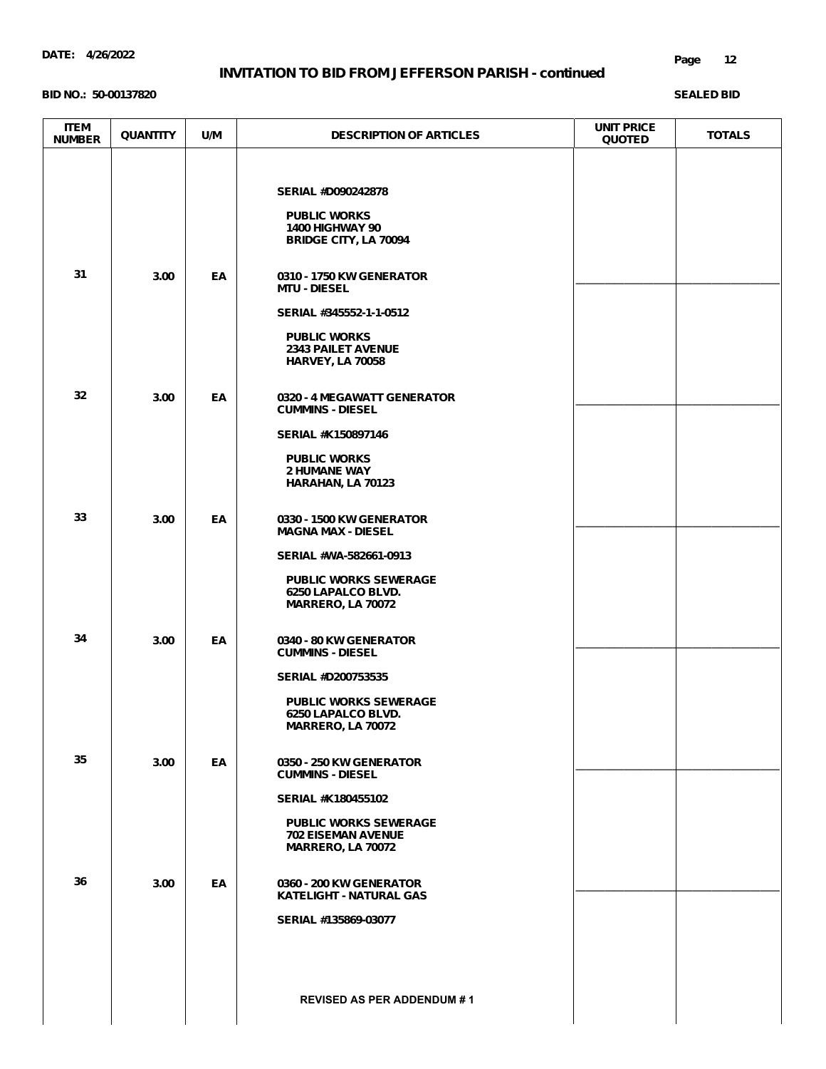**INVITATION TO BID FROM JEFFERSON PARISH - continued**

**BID NO.: 50-00137820**

**SEALED BID**

| ITEM NUMBER | QUANTITY | U/M | DESCRIPTION OF ARTICLES | UNIT PRICE QUOTED | TOTALS |
|---|---|---|---|---|---|
| | | | SERIAL #D090242878<br><br>PUBLIC WORKS<br>1400 HIGHWAY 90<br>BRIDGE CITY, LA 70094 | | |
| 31 | 3.00 | EA | 0310 - 1750 KW GENERATOR<br>MTU - DIESEL<br><br>SERIAL #345552-1-1-0512<br><br>PUBLIC WORKS<br>2343 PAILET AVENUE<br>HARVEY, LA 70058 | ______ | ______ |
| 32 | 3.00 | EA | 0320 - 4 MEGAWATT GENERATOR<br>CUMMINS - DIESEL<br><br>SERIAL #K150897146<br><br>PUBLIC WORKS<br>2 HUMANE WAY<br>HARAHAN, LA 70123 | ______ | ______ |
| 33 | 3.00 | EA | 0330 - 1500 KW GENERATOR<br>MAGNA MAX - DIESEL<br><br>SERIAL #WA-582661-0913<br><br>PUBLIC WORKS SEWERAGE<br>6250 LAPALCO BLVD.<br>MARRERO, LA 70072 | ______ | ______ |
| 34 | 3.00 | EA | 0340 - 80 KW GENERATOR<br>CUMMINS - DIESEL<br><br>SERIAL #D200753535<br><br>PUBLIC WORKS SEWERAGE<br>6250 LAPALCO BLVD.<br>MARRERO, LA 70072 | ______ | ______ |
| 35 | 3.00 | EA | 0350 - 250 KW GENERATOR<br>CUMMINS - DIESEL<br><br>SERIAL #K180455102<br><br>PUBLIC WORKS SEWERAGE<br>702 EISEMAN AVENUE<br>MARRERO, LA 70072 | ______ | ______ |
| 36 | 3.00 | EA | 0360 - 200 KW GENERATOR<br>KATELIGHT - NATURAL GAS<br><br>SERIAL #135869-03077 | ______ | ______ |

REVISED AS PER ADDENDUM # 1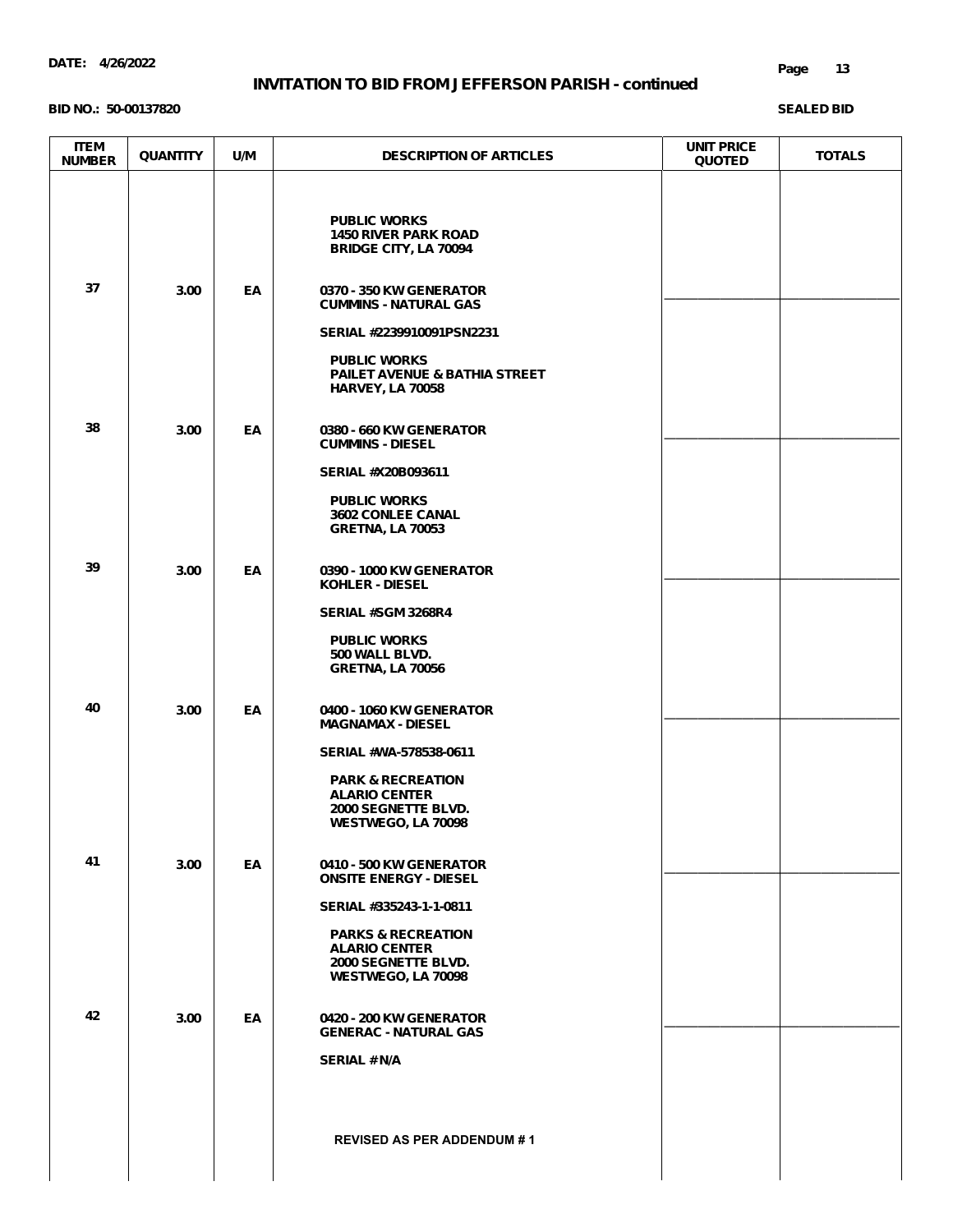**DATE: 4/26/2022**

## INVITATION TO BID FROM JEFFERSON PARISH - continued

**BID NO.: 50-00137820** **SEALED BID**

| ITEM NUMBER | QUANTITY | U/M | DESCRIPTION OF ARTICLES | UNIT PRICE QUOTED | TOTALS |
|---|---|---|---|---|---|
| | | | PUBLIC WORKS<br>1450 RIVER PARK ROAD<br>BRIDGE CITY, LA 70094 | | |
| 37 | 3.00 | EA | 0370 - 350 KW GENERATOR<br>CUMMINS - NATURAL GAS<br><br>SERIAL #2239910091PSN2231<br><br>PUBLIC WORKS<br>PAILET AVENUE & BATHIA STREET<br>HARVEY, LA 70058 | ________ | ________ |
| 38 | 3.00 | EA | 0380 - 660 KW GENERATOR<br>CUMMINS - DIESEL<br><br>SERIAL #X20B093611<br><br>PUBLIC WORKS<br>3602 CONLEE CANAL<br>GRETNA, LA 70053 | ________ | ________ |
| 39 | 3.00 | EA | 0390 - 1000 KW GENERATOR<br>KOHLER - DIESEL<br><br>SERIAL #SGM 3268R4<br><br>PUBLIC WORKS<br>500 WALL BLVD.<br>GRETNA, LA 70056 | ________ | ________ |
| 40 | 3.00 | EA | 0400 - 1060 KW GENERATOR<br>MAGNAMAX - DIESEL<br><br>SERIAL #WA-578538-0611<br><br>PARK & RECREATION<br>ALARIO CENTER<br>2000 SEGNETTE BLVD.<br>WESTWEGO, LA 70098 | ________ | ________ |
| 41 | 3.00 | EA | 0410 - 500 KW GENERATOR<br>ONSITE ENERGY - DIESEL<br><br>SERIAL #335243-1-1-0811<br><br>PARKS & RECREATION<br>ALARIO CENTER<br>2000 SEGNETTE BLVD.<br>WESTWEGO, LA 70098 | ________ | ________ |
| 42 | 3.00 | EA | 0420 - 200 KW GENERATOR<br>GENERAC - NATURAL GAS<br><br>SERIAL # N/A<br><br>REVISED AS PER ADDENDUM # 1 | ________ | ________ |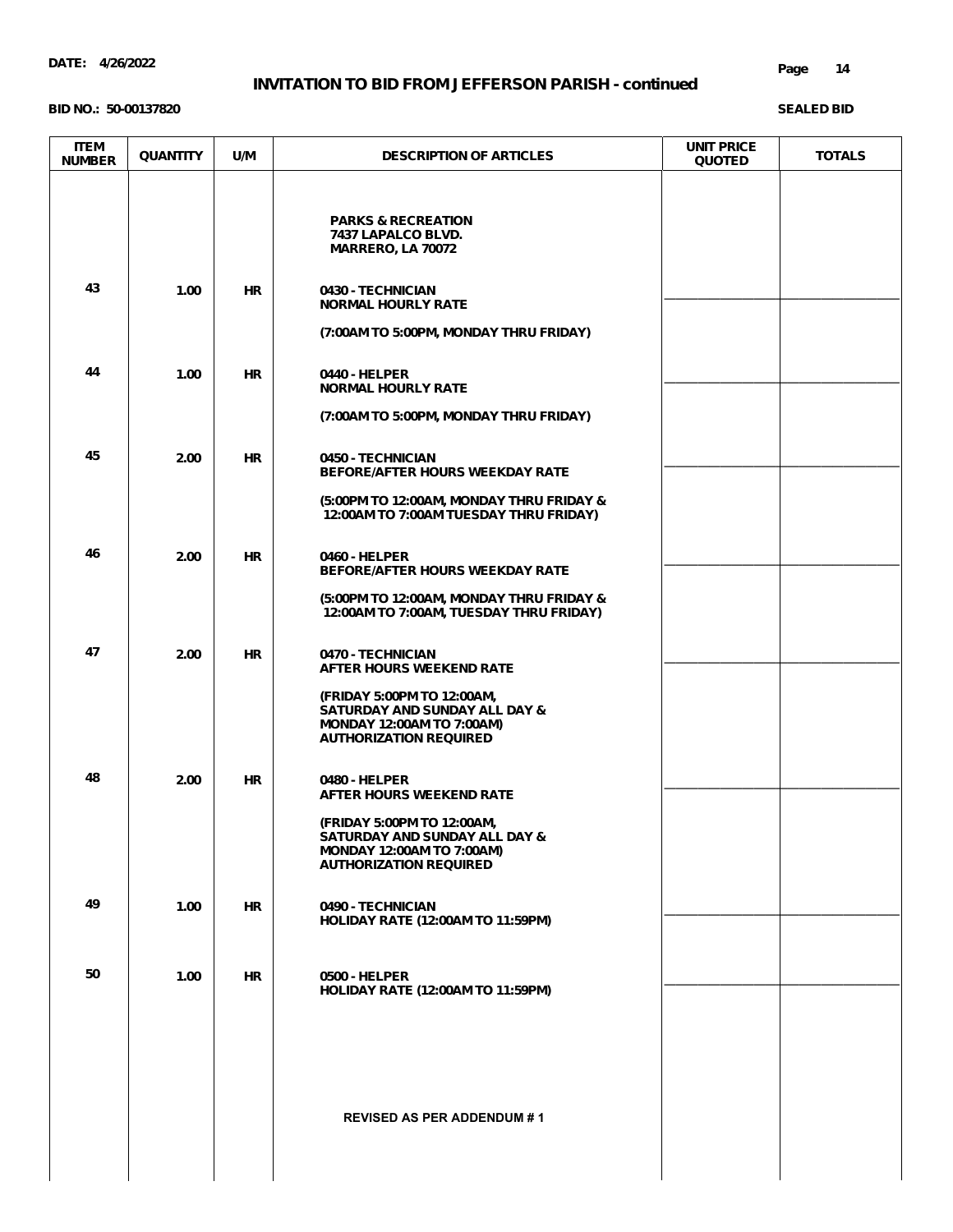**DATE: 4/26/2022**

**INVITATION TO BID FROM JEFFERSON PARISH - continued**

**BID NO.: 50-00137820**

**SEALED BID**

| ITEM NUMBER | QUANTITY | U/M | DESCRIPTION OF ARTICLES | UNIT PRICE QUOTED | TOTALS |
|---|---|---|---|---|---|
| | | | **PARKS & RECREATION**<br>**7437 LAPALCO BLVD.**<br>**MARRERO, LA 70072** | | |
| 43 | 1.00 | HR | 0430 - TECHNICIAN<br>NORMAL HOURLY RATE<br><br>(7:00AM TO 5:00PM, MONDAY THRU FRIDAY) | | |
| 44 | 1.00 | HR | 0440 - HELPER<br>NORMAL HOURLY RATE<br><br>(7:00AM TO 5:00PM, MONDAY THRU FRIDAY) | | |
| 45 | 2.00 | HR | 0450 - TECHNICIAN<br>BEFORE/AFTER HOURS WEEKDAY RATE<br><br>(5:00PM TO 12:00AM, MONDAY THRU FRIDAY &<br>12:00AM TO 7:00AM TUESDAY THRU FRIDAY) | | |
| 46 | 2.00 | HR | 0460 - HELPER<br>BEFORE/AFTER HOURS WEEKDAY RATE<br><br>(5:00PM TO 12:00AM, MONDAY THRU FRIDAY &<br>12:00AM TO 7:00AM, TUESDAY THRU FRIDAY) | | |
| 47 | 2.00 | HR | 0470 - TECHNICIAN<br>AFTER HOURS WEEKEND RATE<br><br>(FRIDAY 5:00PM TO 12:00AM,<br>SATURDAY AND SUNDAY ALL DAY &<br>MONDAY 12:00AM TO 7:00AM)<br>AUTHORIZATION REQUIRED | | |
| 48 | 2.00 | HR | 0480 - HELPER<br>AFTER HOURS WEEKEND RATE<br><br>(FRIDAY 5:00PM TO 12:00AM,<br>SATURDAY AND SUNDAY ALL DAY &<br>MONDAY 12:00AM TO 7:00AM)<br>AUTHORIZATION REQUIRED | | |
| 49 | 1.00 | HR | 0490 - TECHNICIAN<br>HOLIDAY RATE (12:00AM TO 11:59PM) | | |
| 50 | 1.00 | HR | 0500 - HELPER<br>HOLIDAY RATE (12:00AM TO 11:59PM) | | |
| | | | REVISED AS PER ADDENDUM # 1 | | |